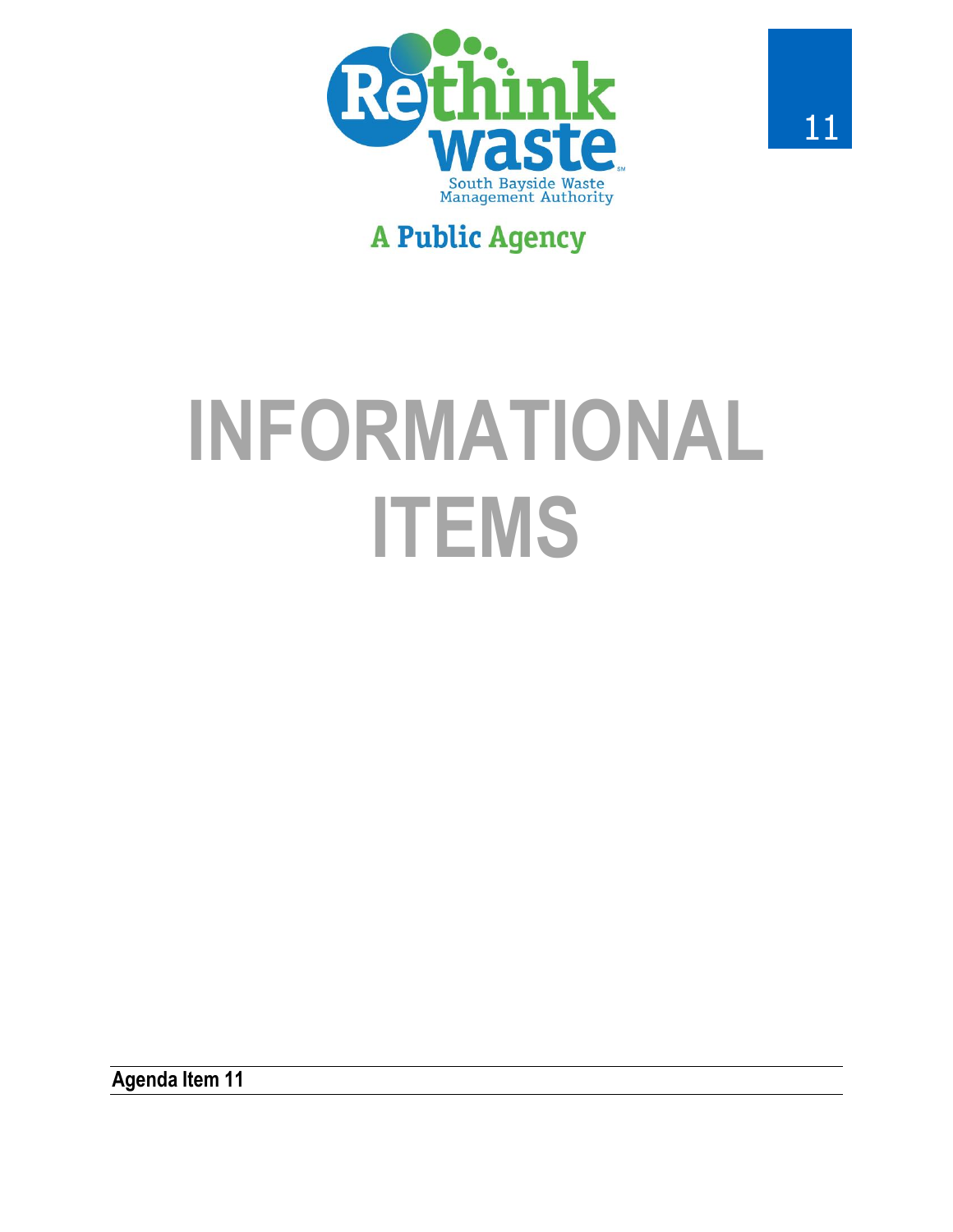Rethink waste

South Bayside Waste Management Authority

A Public Agency

11

# INFORMATIONAL ITEMS

**Agenda Item 11**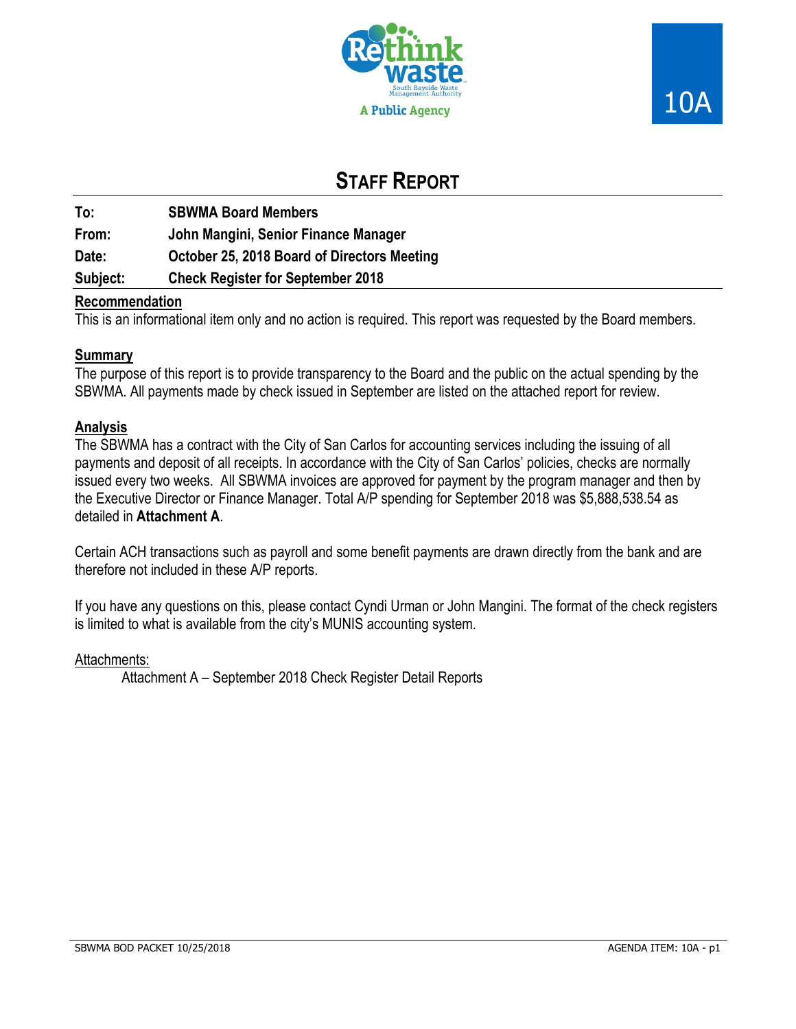10A

# STAFF REPORT

**To:** SBWMA Board Members
**From:** John Mangini, Senior Finance Manager
**Date:** October 25, 2018 Board of Directors Meeting
**Subject:** Check Register for September 2018

## Recommendation

This is an informational item only and no action is required. This report was requested by the Board members.

## Summary

The purpose of this report is to provide transparency to the Board and the public on the actual spending by the SBWMA. All payments made by check issued in September are listed on the attached report for review.

## Analysis

The SBWMA has a contract with the City of San Carlos for accounting services including the issuing of all payments and deposit of all receipts. In accordance with the City of San Carlos' policies, checks are normally issued every two weeks. All SBWMA invoices are approved for payment by the program manager and then by the Executive Director or Finance Manager. Total A/P spending for September 2018 was $5,888,538.54 as detailed in **Attachment A**.

Certain ACH transactions such as payroll and some benefit payments are drawn directly from the bank and are therefore not included in these A/P reports.

If you have any questions on this, please contact Cyndi Urman or John Mangini. The format of the check registers is limited to what is available from the city's MUNIS accounting system.

Attachments:

Attachment A – September 2018 Check Register Detail Reports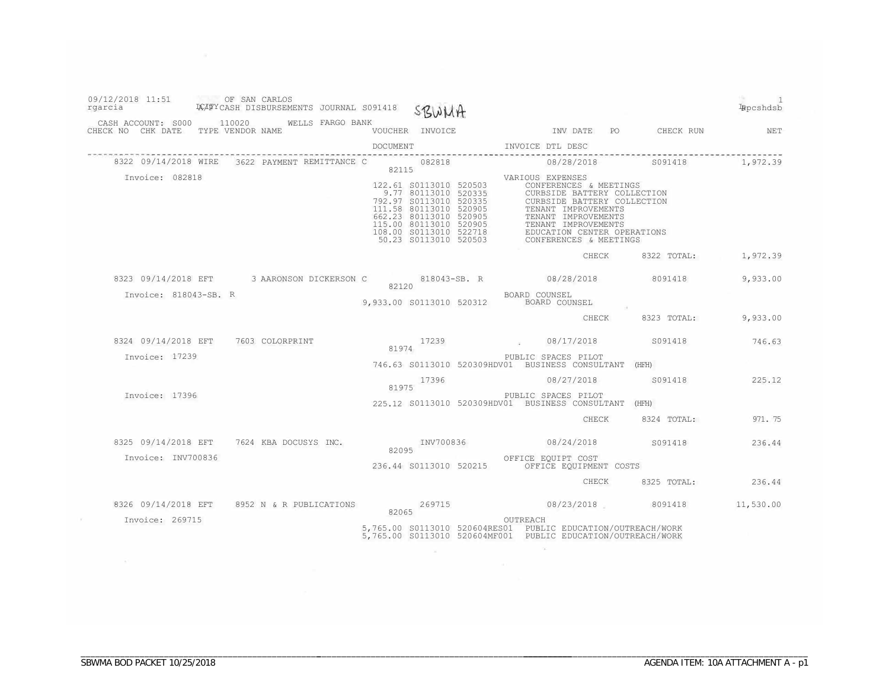09/12/2018 11:51 rgarcia

CITY OF SAN CARLOS
CASH DISBURSEMENTS JOURNAL S091418 SBWMA

1
Ippcshdsb

CASH ACCOUNT: S000 110020 WELLS FARGO BANK

| CHECK NO | CHK DATE | TYPE | VENDOR NAME | VOUCHER / DOCUMENT | INVOICE | INV DATE / INVOICE DTL DESC | PO | CHECK RUN | NET |
|---|---|---|---|---|---|---|---|---|---|
| 8322 | 09/14/2018 | WIRE | 3622 PAYMENT REMITTANCE C | 82115 | 082818 | 08/28/2018 | | S091418 | 1,972.39 |
| Invoice: 082818 | | | | | | VARIOUS EXPENSES | | | |
| | | | | 122.61 S0113010 520503 | | CONFERENCES & MEETINGS | | | |
| | | | | 9.77 80113010 520335 | | CURBSIDE BATTERY COLLECTION | | | |
| | | | | 792.97 S0113010 520335 | | CURBSIDE BATTERY COLLECTION | | | |
| | | | | 111.58 80113010 520905 | | TENANT IMPROVEMENTS | | | |
| | | | | 662.23 80113010 520905 | | TENANT IMPROVEMENTS | | | |
| | | | | 115.00 80113010 520905 | | TENANT IMPROVEMENTS | | | |
| | | | | 108.00 S0113010 522718 | | EDUCATION CENTER OPERATIONS | | | |
| | | | | 50.23 S0113010 520503 | | CONFERENCES & MEETINGS | | | |
| | | | | | | CHECK | | 8322 TOTAL: | 1,972.39 |
| 8323 | 09/14/2018 | EFT | 3 AARONSON DICKERSON C | 82120 | 818043-SB. R | 08/28/2018 | | 8091418 | 9,933.00 |
| Invoice: 818043-SB. R | | | | | | BOARD COUNSEL | | | |
| | | | | 9,933.00 S0113010 520312 | | BOARD COUNSEL | | | |
| | | | | | | CHECK | | 8323 TOTAL: | 9,933.00 |
| 8324 | 09/14/2018 | EFT | 7603 COLORPRINT | 81974 | 17239 | 08/17/2018 | | S091418 | 746.63 |
| Invoice: 17239 | | | | | | PUBLIC SPACES PILOT | | | |
| | | | | 746.63 S0113010 520309HDV01 | | BUSINESS CONSULTANT (HFH) | | | |
| | | | | 81975 | 17396 | 08/27/2018 | | S091418 | 225.12 |
| Invoice: 17396 | | | | | | PUBLIC SPACES PILOT | | | |
| | | | | 225.12 S0113010 520309HDV01 | | BUSINESS CONSULTANT (HFH) | | | |
| | | | | | | CHECK | | 8324 TOTAL: | 971.75 |
| 8325 | 09/14/2018 | EFT | 7624 KBA DOCUSYS INC. | 82095 | INV700836 | 08/24/2018 | | S091418 | 236.44 |
| Invoice: INV700836 | | | | | | OFFICE EQUIPT COST | | | |
| | | | | 236.44 S0113010 520215 | | OFFICE EQUIPMENT COSTS | | | |
| | | | | | | CHECK | | 8325 TOTAL: | 236.44 |
| 8326 | 09/14/2018 | EFT | 8952 N & R PUBLICATIONS | 82065 | 269715 | 08/23/2018 | | 8091418 | 11,530.00 |
| Invoice: 269715 | | | | | | OUTREACH | | | |
| | | | | 5,765.00 S0113010 520604RES01 | | PUBLIC EDUCATION/OUTREACH/WORK | | | |
| | | | | 5,765.00 S0113010 520604MF001 | | PUBLIC EDUCATION/OUTREACH/WORK | | | |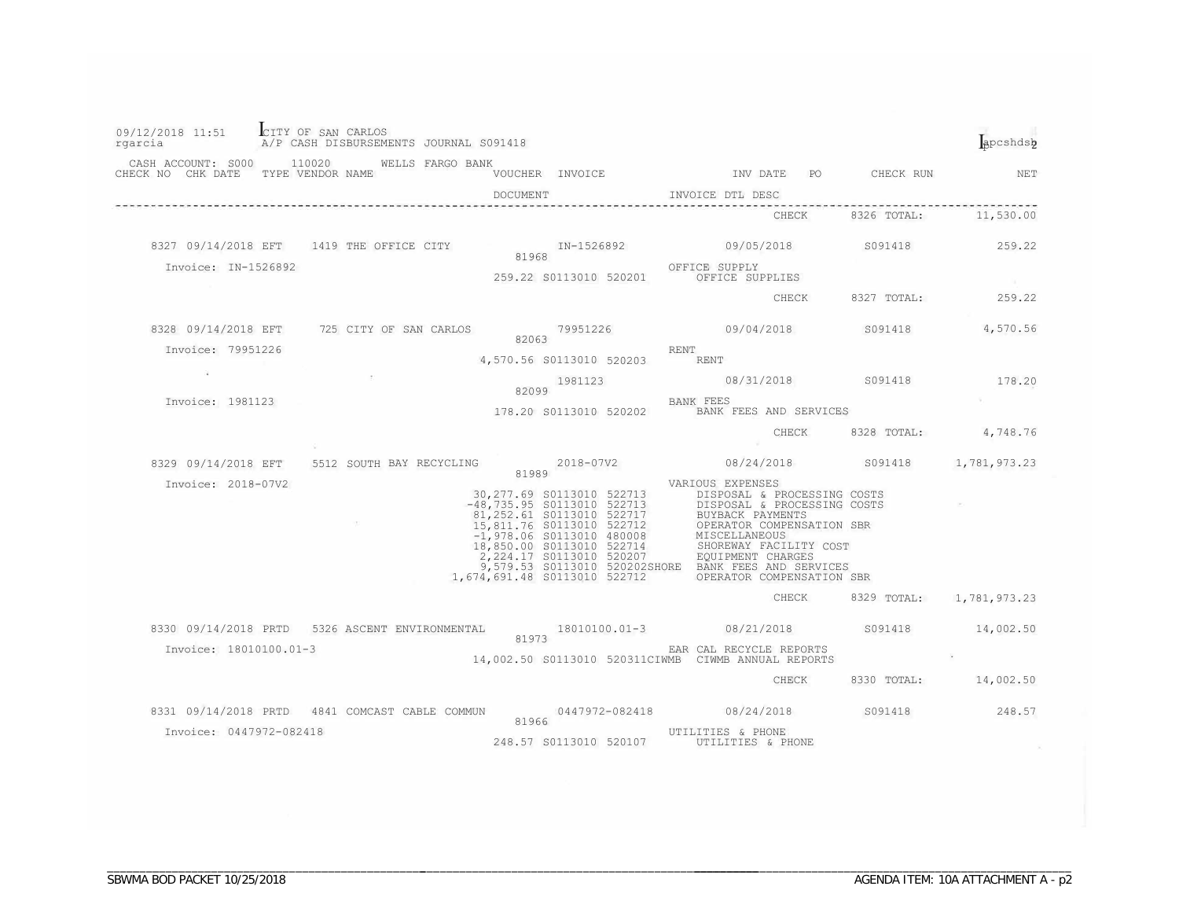09/12/2018 11:51 CITY OF SAN CARLOS
rgarcia A/P CASH DISBURSEMENTS JOURNAL S091418

apcshdsb

CASH ACCOUNT: S000 110020 WELLS FARGO BANK

| CHECK NO | CHK DATE | TYPE | VENDOR NAME | VOUCHER / DOCUMENT | INVOICE | INV DATE / INVOICE DTL DESC | PO | CHECK RUN | NET |
|---|---|---|---|---|---|---|---|---|---|
| | | | | | | CHECK | | 8326 TOTAL: | 11,530.00 |
| 8327 | 09/14/2018 | EFT | 1419 THE OFFICE CITY | 81968 | IN-1526892 | 09/05/2018 | | S091418 | 259.22 |
| Invoice: IN-1526892 | | | | | | OFFICE SUPPLY | | | |
| | | | | 259.22 S0113010 520201 | | OFFICE SUPPLIES | | | |
| | | | | | | CHECK | | 8327 TOTAL: | 259.22 |
| 8328 | 09/14/2018 | EFT | 725 CITY OF SAN CARLOS | 82063 | 79951226 | 09/04/2018 | | S091418 | 4,570.56 |
| Invoice: 79951226 | | | | | | RENT | | | |
| | | | | 4,570.56 S0113010 520203 | | RENT | | | |
| | | | | 82099 | 1981123 | 08/31/2018 | | S091418 | 178.20 |
| Invoice: 1981123 | | | | | | BANK FEES | | | |
| | | | | 178.20 S0113010 520202 | | BANK FEES AND SERVICES | | | |
| | | | | | | CHECK | | 8328 TOTAL: | 4,748.76 |
| 8329 | 09/14/2018 | EFT | 5512 SOUTH BAY RECYCLING | 81989 | 2018-07V2 | 08/24/2018 | | S091418 | 1,781,973.23 |
| Invoice: 2018-07V2 | | | | | | VARIOUS EXPENSES | | | |
| | | | | 30,277.69 S0113010 522713 | | DISPOSAL & PROCESSING COSTS | | | |
| | | | | -48,735.95 S0113010 522713 | | DISPOSAL & PROCESSING COSTS | | | |
| | | | | 81,252.61 S0113010 522717 | | BUYBACK PAYMENTS | | | |
| | | | | 15,811.76 S0113010 522712 | | OPERATOR COMPENSATION SBR | | | |
| | | | | -1,978.06 S0113010 480008 | | MISCELLANEOUS | | | |
| | | | | 18,850.00 S0113010 522714 | | SHOREWAY FACILITY COST | | | |
| | | | | 2,224.17 S0113010 520207 | | EQUIPMENT CHARGES | | | |
| | | | | 9,579.53 S0113010 520202SHORE | | BANK FEES AND SERVICES | | | |
| | | | | 1,674,691.48 S0113010 522712 | | OPERATOR COMPENSATION SBR | | | |
| | | | | | | CHECK | | 8329 TOTAL: | 1,781,973.23 |
| 8330 | 09/14/2018 | PRTD | 5326 ASCENT ENVIRONMENTAL | 81973 | 18010100.01-3 | 08/21/2018 | | S091418 | 14,002.50 |
| Invoice: 18010100.01-3 | | | | | | EAR CAL RECYCLE REPORTS | | | |
| | | | | 14,002.50 S0113010 520311CIWMB | | CIWMB ANNUAL REPORTS | | | |
| | | | | | | CHECK | | 8330 TOTAL: | 14,002.50 |
| 8331 | 09/14/2018 | PRTD | 4841 COMCAST CABLE COMMUN | 81966 | 0447972-082418 | 08/24/2018 | | S091418 | 248.57 |
| Invoice: 0447972-082418 | | | | | | UTILITIES & PHONE | | | |
| | | | | 248.57 S0113010 520107 | | UTILITIES & PHONE | | | |

SBWMA BOD PACKET 10/25/2018 AGENDA ITEM: 10A ATTACHMENT A - p2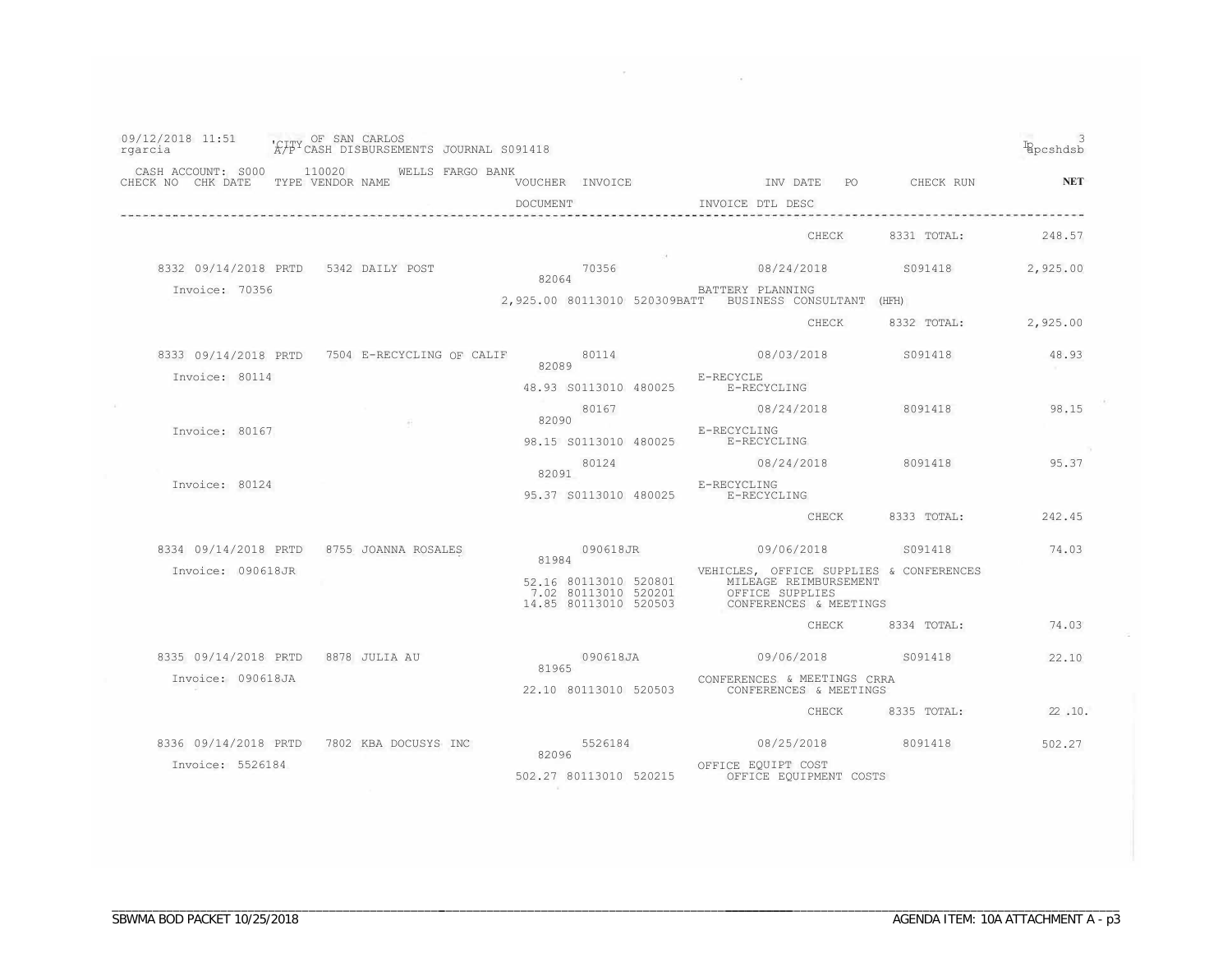09/12/2018 11:51 rgarcia

CITY OF SAN CARLOS
A/P CASH DISBURSEMENTS JOURNAL S091418

apcshdsb

CASH ACCOUNT: S000 110020 WELLS FARGO BANK

| CHECK NO | CHK DATE | TYPE | VENDOR NAME | VOUCHER | INVOICE | INV DATE | PO | CHECK RUN | NET |
|---|---|---|---|---|---|---|---|---|---|
| | | | | DOCUMENT | | INVOICE DTL DESC | | | |
| | | | | | | CHECK | | 8331 TOTAL: | 248.57 |
| 8332 | 09/14/2018 | PRTD | 5342 DAILY POST | 82064 | 70356 | 08/24/2018 | | S091418 | 2,925.00 |
| Invoice: 70356 | | | | 2,925.00 80113010 520309BATT | | BATTERY PLANNING<br>BUSINESS CONSULTANT (HFH) | | | |
| | | | | | | CHECK | | 8332 TOTAL: | 2,925.00 |
| 8333 | 09/14/2018 | PRTD | 7504 E-RECYCLING OF CALIF | 82089 | 80114 | 08/03/2018 | | S091418 | 48.93 |
| Invoice: 80114 | | | | 48.93 S0113010 480025 | | E-RECYCLE<br>E-RECYCLING | | | |
| | | | | 82090 | 80167 | 08/24/2018 | | 8091418 | 98.15 |
| Invoice: 80167 | | | | 98.15 S0113010 480025 | | E-RECYCLING<br>E-RECYCLING | | | |
| | | | | 82091 | 80124 | 08/24/2018 | | 8091418 | 95.37 |
| Invoice: 80124 | | | | 95.37 S0113010 480025 | | E-RECYCLING<br>E-RECYCLING | | | |
| | | | | | | CHECK | | 8333 TOTAL: | 242.45 |
| 8334 | 09/14/2018 | PRTD | 8755 JOANNA ROSALES | 81984 | 090618JR | 09/06/2018 | | S091418 | 74.03 |
| Invoice: 090618JR | | | | 52.16 80113010 520801<br>7.02 80113010 520201<br>14.85 80113010 520503 | | VEHICLES, OFFICE SUPPLIES & CONFERENCES<br>MILEAGE REIMBURSEMENT<br>OFFICE SUPPLIES<br>CONFERENCES & MEETINGS | | | |
| | | | | | | CHECK | | 8334 TOTAL: | 74.03 |
| 8335 | 09/14/2018 | PRTD | 8878 JULIA AU | 81965 | 090618JA | 09/06/2018 | | S091418 | 22.10 |
| Invoice: 090618JA | | | | 22.10 80113010 520503 | | CONFERENCES & MEETINGS CRRA<br>CONFERENCES & MEETINGS | | | |
| | | | | | | CHECK | | 8335 TOTAL: | 22.10 |
| 8336 | 09/14/2018 | PRTD | 7802 KBA DOCUSYS INC | 82096 | 5526184 | 08/25/2018 | | 8091418 | 502.27 |
| Invoice: 5526184 | | | | 502.27 80113010 520215 | | OFFICE EQUIPT COST<br>OFFICE EQUIPMENT COSTS | | | |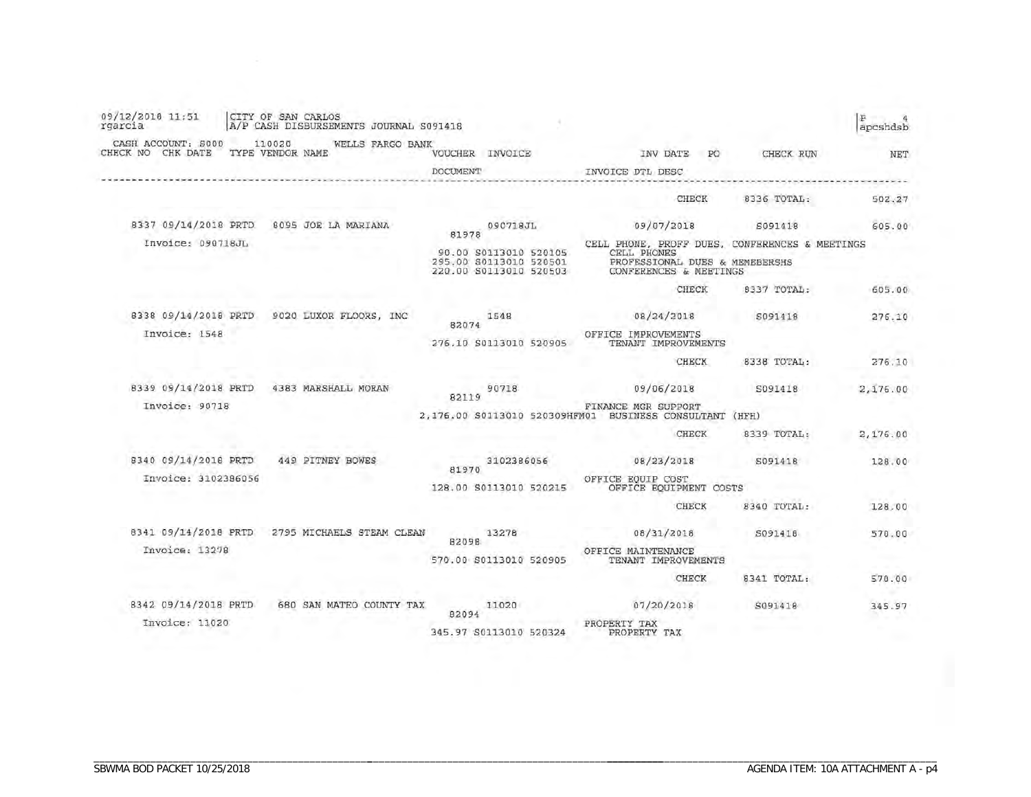09/12/2018 11:51 | CITY OF SAN CARLOS | P 4
rgarcia | A/P CASH DISBURSEMENTS JOURNAL S091418 | apcshdsb

CASH ACCOUNT: 8000 110020 WELLS FARGO BANK

| CHECK NO | CHK DATE | TYPE | VENDOR NAME | VOUCHER | INVOICE | INV DATE | PO | CHECK RUN | NET |
|---|---|---|---|---|---|---|---|---|---|
| | | | | DOCUMENT | | INVOICE DTL DESC | | | |
| | | | | | | CHECK | | 8336 TOTAL: | 502.27 |
| 8337 | 09/14/2018 | PRTD | 8095 JOE LA MARIANA | 81978 | 090718JL | 09/07/2018 | | S091418 | 605.00 |
| Invoice: 090718JL | | | | | | CELL PHONE, PROFF DUES, CONFERENCES & MEETINGS | | | |
| | | | | 90.00 S0113010 520105 | | CELL PHONES | | | |
| | | | | 295.00 S0113010 520501 | | PROFESSIONAL DUES & MEMEBERSHS | | | |
| | | | | 220.00 S0113010 520503 | | CONFERENCES & MEETINGS | | | |
| | | | | | | CHECK | | 8337 TOTAL: | 605.00 |
| 8338 | 09/14/2018 | PRTD | 9020 LUXOR FLOORS, INC | 82074 | 1548 | 08/24/2018 | | S091418 | 276.10 |
| Invoice: 1548 | | | | | | OFFICE IMPROVEMENTS | | | |
| | | | | 276.10 S0113010 520905 | | TENANT IMPROVEMENTS | | | |
| | | | | | | CHECK | | 8338 TOTAL: | 276.10 |
| 8339 | 09/14/2018 | PRTD | 4383 MARSHALL MORAN | 82119 | 90718 | 09/06/2018 | | S091418 | 2,176.00 |
| Invoice: 90718 | | | | | | FINANCE MGR SUPPORT | | | |
| | | | | 2,176.00 S0113010 520309HFM01 | | BUSINESS CONSULTANT (HFH) | | | |
| | | | | | | CHECK | | 8339 TOTAL: | 2,176.00 |
| 8340 | 09/14/2018 | PRTD | 449 PITNEY BOWES | 81970 | 3102386056 | 08/23/2018 | | S091418 | 128.00 |
| Invoice: 3102386056 | | | | | | OFFICE EQUIP COST | | | |
| | | | | 128.00 S0113010 520215 | | OFFICE EQUIPMENT COSTS | | | |
| | | | | | | CHECK | | 8340 TOTAL: | 128.00 |
| 8341 | 09/14/2018 | PRTD | 2795 MICHAELS STEAM CLEAN | 82098 | 13278 | 08/31/2018 | | S091418 | 570.00 |
| Invoice: 13278 | | | | | | OFFICE MAINTENANCE | | | |
| | | | | 570.00 S0113010 520905 | | TENANT IMPROVEMENTS | | | |
| | | | | | | CHECK | | 8341 TOTAL: | 570.00 |
| 8342 | 09/14/2018 | PRTD | 680 SAN MATEO COUNTY TAX | 82094 | 11020 | 07/20/2018 | | S091418 | 345.97 |
| Invoice: 11020 | | | | | | PROPERTY TAX | | | |
| | | | | 345.97 S0113010 520324 | | PROPERTY TAX | | | |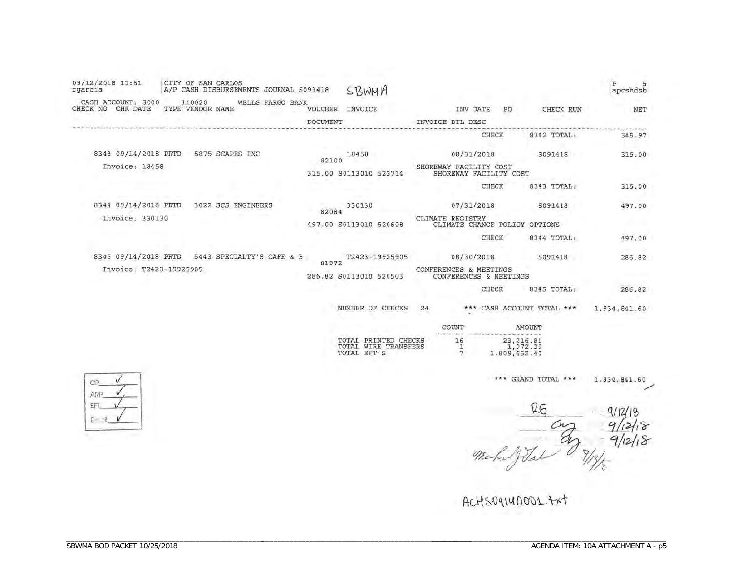09/12/2018 11:51 rgarcia | CITY OF SAN CARLOS A/P CASH DISBURSEMENTS JOURNAL S091418 SBWMA | P 5 apcshdsb

CASH ACCOUNT: S000 110020 WELLS FARGO BANK

| CHECK NO | CHK DATE | TYPE | VENDOR NAME | VOUCHER / DOCUMENT | INVOICE | INV DATE | PO | CHECK RUN | NET |
|---|---|---|---|---|---|---|---|---|---|
| | | | | | | CHECK | | 8342 TOTAL: | 345.97 |
| 8343 | 09/14/2018 | PRTD | 5875 SCAPES INC | 82100 | 18458 | 08/31/2018 | | S091418 | 315.00 |
| Invoice: 18458 | | | | 315.00 S0113010 522714 | | SHOREWAY FACILITY COST / SHOREWAY FACILITY COST | | | |
| | | | | | | CHECK | | 8343 TOTAL: | 315.00 |
| 8344 | 09/14/2018 | PRTD | 3022 SCS ENGINEERS | 82084 | 330130 | 07/31/2018 | | S091418 | 497.00 |
| Invoice: 330130 | | | | 497.00 S0113010 520608 | | CLIMATE REGISTRY / CLIMATE CHANGE POLICY OPTIONS | | | |
| | | | | | | CHECK | | 8344 TOTAL: | 497.00 |
| 8345 | 09/14/2018 | PRTD | 5443 SPECIALTY'S CAFE & B | 81972 | T2423-19925905 | 08/30/2018 | | S091418 | 286.82 |
| Invoice: T2423-19925905 | | | | 286.82 S0113010 520503 | | CONFERENCES & MEETINGS / CONFERENCES & MEETINGS | | | |
| | | | | | | CHECK | | 8345 TOTAL: | 286.82 |

NUMBER OF CHECKS 24 *** CASH ACCOUNT TOTAL *** 1,834,841.60

| | COUNT | AMOUNT |
|---|---|---|
| TOTAL PRINTED CHECKS | 16 | 23,216.81 |
| TOTAL WIRE TRANSFERS | 1 | 1,972.39 |
| TOTAL EFT'S | 7 | 1,809,652.40 |

*** GRAND TOTAL *** 1,834,841.60

CP ✓
ARP ✓
EFT ✓
Email ✓

RG 9/12/18
9/12/18
9/12/18
9/14/18

ACHS09140001.txt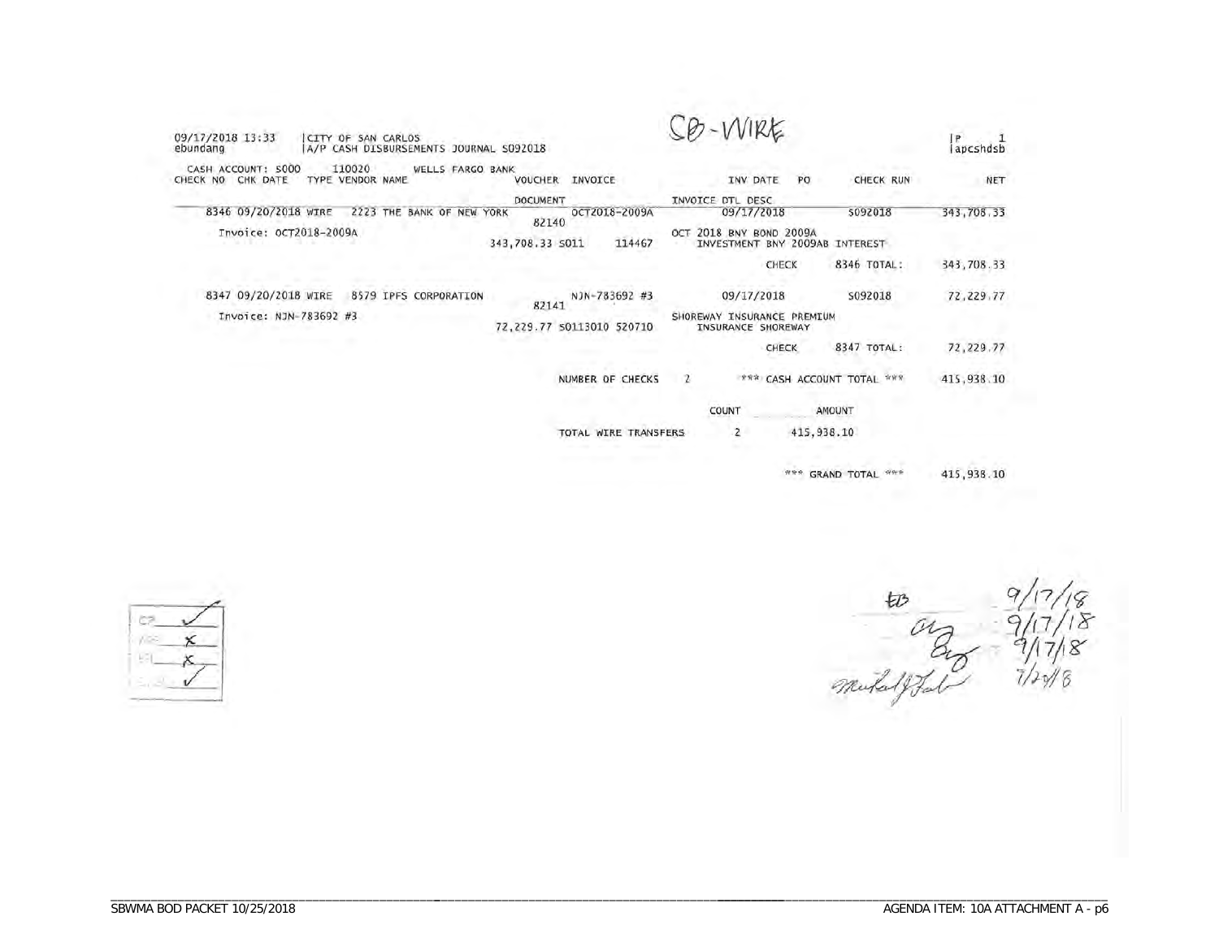SB-WIRE

09/17/2018 13:33 | CITY OF SAN CARLOS | P 1
ebundang | A/P CASH DISBURSEMENTS JOURNAL S092018 | apcshdsb

CASH ACCOUNT: S000 110020 WELLS FARGO BANK

| CHECK NO | CHK DATE | TYPE | VENDOR NAME | VOUCHER | INVOICE | INV DATE | PO | CHECK RUN | NET |
|---|---|---|---|---|---|---|---|---|---|
| | | | | DOCUMENT | | INVOICE DTL DESC | | | |
| 8346 | 09/20/2018 | WIRE | 2223 THE BANK OF NEW YORK | 82140 | OCT2018-2009A | 09/17/2018 | | S092018 | 343,708.33 |
| | Invoice: OCT2018-2009A | | | 343,708.33 S011 | 114467 | OCT 2018 BNY BOND 2009A INVESTMENT BNY 2009AB INTEREST | | | |
| | | | | | | CHECK | | 8346 TOTAL: | 343,708.33 |
| 8347 | 09/20/2018 | WIRE | 8579 IPFS CORPORATION | 82141 | NJN-783692 #3 | 09/17/2018 | | S092018 | 72,229.77 |
| | Invoice: NJN-783692 #3 | | | 72,229.77 S0113010 | 520710 | SHOREWAY INSURANCE PREMIUM INSURANCE SHOREWAY | | | |
| | | | | | | CHECK | | 8347 TOTAL: | 72,229.77 |

NUMBER OF CHECKS 2 *** CASH ACCOUNT TOTAL *** 415,938.10

| | COUNT | AMOUNT |
|---|---|---|
| TOTAL WIRE TRANSFERS | 2 | 415,938.10 |

*** GRAND TOTAL *** 415,938.10

| | |
|---|---|
| CP | ✓ |
| | x |
| | x |
| | ✓ |

EB 9/17/18
9/17/18
9/17/18
7/24/8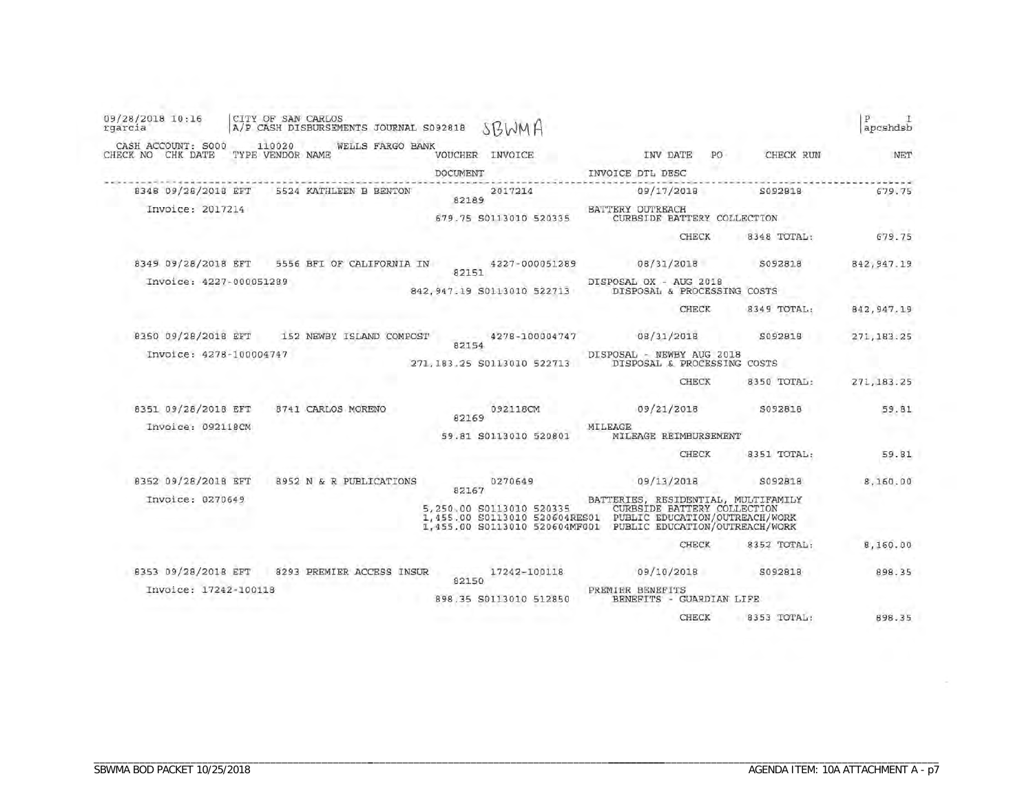09/28/2018 10:16 rgarcia | CITY OF SAN CARLOS | A/P CASH DISBURSEMENTS JOURNAL S092818 SBWMA | P 1 apcshdsb

CASH ACCOUNT: S000 110020 WELLS FARGO BANK

| CHECK NO | CHK DATE | TYPE | VENDOR NAME | VOUCHER | INVOICE | INV DATE | PO | CHECK RUN | NET |
|---|---|---|---|---|---|---|---|---|---|
| | | | | DOCUMENT | | INVOICE DTL DESC | | | |
| 8348 | 09/28/2018 | EFT | 5524 KATHLEEN B BENTON | 82189 | 2017214 | 09/17/2018 | | S092818 | 679.75 |
| Invoice: 2017214 | | | | | | BATTERY OUTREACH | | | |
| | | | | 679.75 S0113010 520335 | | CURBSIDE BATTERY COLLECTION | | | |
| | | | | | | | CHECK | 8348 TOTAL: | 679.75 |
| 8349 | 09/28/2018 | EFT | 5556 BFI OF CALIFORNIA IN | 82151 | 4227-000051289 | 08/31/2018 | | S092818 | 842,947.19 |
| Invoice: 4227-000051289 | | | | | | DISPOSAL OX - AUG 2018 | | | |
| | | | | 842,947.19 S0113010 522713 | | DISPOSAL & PROCESSING COSTS | | | |
| | | | | | | | CHECK | 8349 TOTAL: | 842,947.19 |
| 8350 | 09/28/2018 | EFT | 152 NEWBY ISLAND COMPOST | 82154 | 4278-100004747 | 08/31/2018 | | S092818 | 271,183.25 |
| Invoice: 4278-100004747 | | | | | | DISPOSAL - NEWBY AUG 2018 | | | |
| | | | | 271,183.25 S0113010 522713 | | DISPOSAL & PROCESSING COSTS | | | |
| | | | | | | | CHECK | 8350 TOTAL: | 271,183.25 |
| 8351 | 09/28/2018 | EFT | 8741 CARLOS MORENO | 82169 | 092118CM | 09/21/2018 | | S092818 | 59.81 |
| Invoice: 092118CM | | | | | | MILEAGE | | | |
| | | | | 59.81 S0113010 520801 | | MILEAGE REIMBURSEMENT | | | |
| | | | | | | | CHECK | 8351 TOTAL: | 59.81 |
| 8352 | 09/28/2018 | EFT | 8952 N & R PUBLICATIONS | 82167 | 0270649 | 09/13/2018 | | S092818 | 8,160.00 |
| Invoice: 0270649 | | | | | | BATTERIES, RESIDENTIAL, MULTIFAMILY | | | |
| | | | | 5,250.00 S0113010 520335 | | CURBSIDE BATTERY COLLECTION | | | |
| | | | | 1,455.00 S0113010 520604RES01 | | PUBLIC EDUCATION/OUTREACH/WORK | | | |
| | | | | 1,455.00 S0113010 520604MF001 | | PUBLIC EDUCATION/OUTREACH/WORK | | | |
| | | | | | | | CHECK | 8352 TOTAL: | 8,160.00 |
| 8353 | 09/28/2018 | EFT | 8293 PREMIER ACCESS INSUR | 82150 | 17242-100118 | 09/10/2018 | | S092818 | 898.35 |
| Invoice: 17242-100118 | | | | | | PREMIER BENEFITS | | | |
| | | | | 898.35 S0113010 512850 | | BENEFITS - GUARDIAN LIFE | | | |
| | | | | | | | CHECK | 8353 TOTAL: | 898.35 |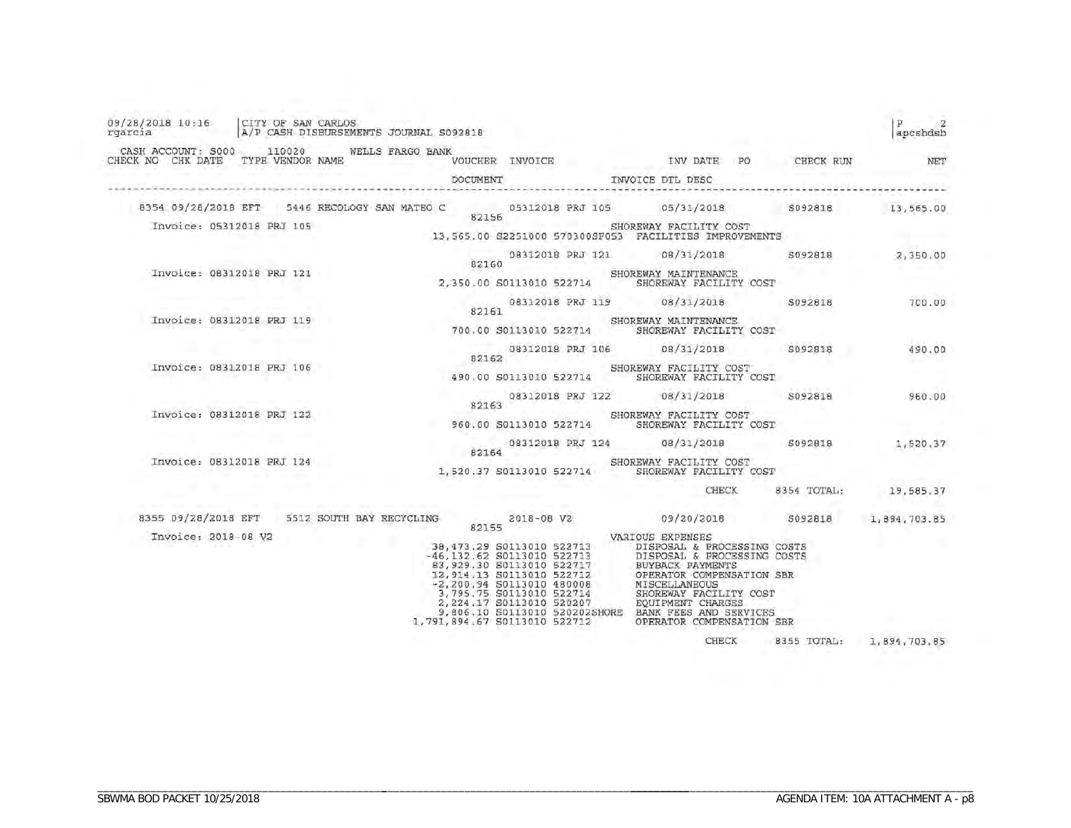09/28/2018 10:16 | CITY OF SAN CARLOS | P 2
rgarcia | A/P CASH DISBURSEMENTS JOURNAL S092818 | apcshdsb

CASH ACCOUNT: S000 110020 WELLS FARGO BANK

| CHECK NO | CHK DATE | TYPE | VENDOR NAME | VOUCHER / DOCUMENT | INVOICE | INV DATE / INVOICE DTL DESC | PO | CHECK RUN | NET |
|---|---|---|---|---|---|---|---|---|---|
| 8354 | 09/28/2018 | EFT | 5446 RECOLOGY SAN MATEO C | 82156 | 05312018 PRJ 105 | 05/31/2018 | | S092818 | 13,565.00 |
| Invoice: 05312018 PRJ 105 | | | | 13,565.00 S2251000 570300SF053 | | SHOREWAY FACILITY COST / FACILITIES IMPROVEMENTS | | | |
| | | | | 82160 | 08312018 PRJ 121 | 08/31/2018 | | S092818 | 2,350.00 |
| Invoice: 08312018 PRJ 121 | | | | 2,350.00 S0113010 522714 | | SHOREWAY MAINTENANCE / SHOREWAY FACILITY COST | | | |
| | | | | 82161 | 08312018 PRJ 119 | 08/31/2018 | | S092818 | 700.00 |
| Invoice: 08312018 PRJ 119 | | | | 700.00 S0113010 522714 | | SHOREWAY MAINTENANCE / SHOREWAY FACILITY COST | | | |
| | | | | 82162 | 08312018 PRJ 106 | 08/31/2018 | | S092818 | 490.00 |
| Invoice: 08312018 PRJ 106 | | | | 490.00 S0113010 522714 | | SHOREWAY FACILITY COST / SHOREWAY FACILITY COST | | | |
| | | | | 82163 | 08312018 PRJ 122 | 08/31/2018 | | S092818 | 960.00 |
| Invoice: 08312018 PRJ 122 | | | | 960.00 S0113010 522714 | | SHOREWAY FACILITY COST / SHOREWAY FACILITY COST | | | |
| | | | | 82164 | 08312018 PRJ 124 | 08/31/2018 | | S092818 | 1,520.37 |
| Invoice: 08312018 PRJ 124 | | | | 1,520.37 S0113010 522714 | | SHOREWAY FACILITY COST / SHOREWAY FACILITY COST | | | |
| | | | | | | CHECK | | 8354 TOTAL: | 19,585.37 |
| 8355 | 09/28/2018 | EFT | 5512 SOUTH BAY RECYCLING | 82155 | 2018-08 V2 | 09/20/2018 | | S092818 | 1,894,703.85 |
| Invoice: 2018-08 V2 | | | | | | VARIOUS EXPENSES | | | |
| | | | | 38,473.29 S0113010 522713 | | DISPOSAL & PROCESSING COSTS | | | |
| | | | | -46,132.62 S0113010 522713 | | DISPOSAL & PROCESSING COSTS | | | |
| | | | | 83,929.30 S0113010 522717 | | BUYBACK PAYMENTS | | | |
| | | | | 12,914.13 S0113010 522712 | | OPERATOR COMPENSATION SBR | | | |
| | | | | -2,200.94 S0113010 480008 | | MISCELLANEOUS | | | |
| | | | | 3,795.75 S0113010 522714 | | SHOREWAY FACILITY COST | | | |
| | | | | 2,224.17 S0113010 520207 | | EQUIPMENT CHARGES | | | |
| | | | | 9,806.10 S0113010 520202SHORE | | BANK FEES AND SERVICES | | | |
| | | | | 1,791,894.67 S0113010 522712 | | OPERATOR COMPENSATION SBR | | | |
| | | | | | | CHECK | | 8355 TOTAL: | 1,894,703.85 |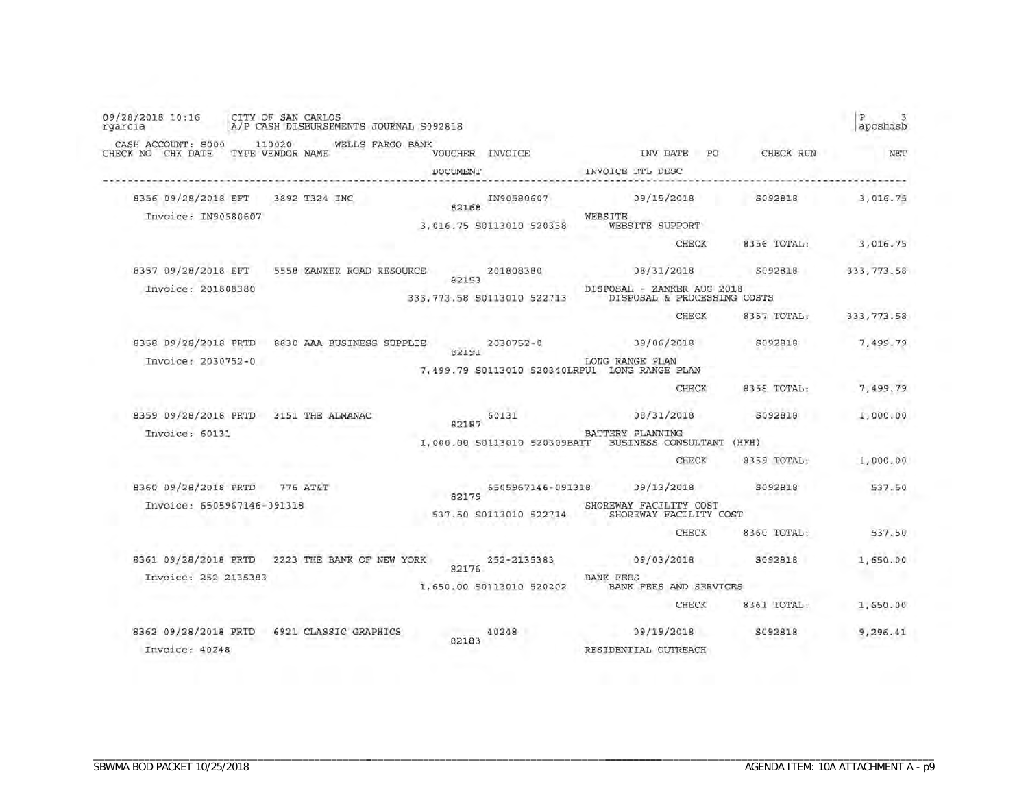09/28/2018 10:16 | CITY OF SAN CARLOS | P 3
rgarcia | A/P CASH DISBURSEMENTS JOURNAL S092818 | apcshdsb

CASH ACCOUNT: S000 110020 WELLS FARGO BANK

| CHECK NO | CHK DATE | TYPE | VENDOR NAME | VOUCHER | INVOICE | INV DATE | PO | CHECK RUN | NET |
|---|---|---|---|---|---|---|---|---|---|
| | | | | DOCUMENT | | INVOICE DTL DESC | | | |
| 8356 | 09/28/2018 | EFT | 3892 T324 INC | 82168 | IN90580607 | 09/15/2018 | | S092818 | 3,016.75 |
| Invoice: IN90580607 | | | | 3,016.75 S0113010 520338 | | WEBSITE / WEBSITE SUPPORT | | | |
| | | | | | | CHECK | | 8356 TOTAL: | 3,016.75 |
| 8357 | 09/28/2018 | EFT | 5558 ZANKER ROAD RESOURCE | 82153 | 201808380 | 08/31/2018 | | S092818 | 333,773.58 |
| Invoice: 201808380 | | | | 333,773.58 S0113010 522713 | | DISPOSAL - ZANKER AUG 2018 / DISPOSAL & PROCESSING COSTS | | | |
| | | | | | | CHECK | | 8357 TOTAL: | 333,773.58 |
| 8358 | 09/28/2018 | PRTD | 8830 AAA BUSINESS SUPPLIE | 82191 | 2030752-0 | 09/06/2018 | | S092818 | 7,499.79 |
| Invoice: 2030752-0 | | | | 7,499.79 S0113010 520340LRPU1 | | LONG RANGE PLAN / LONG RANGE PLAN | | | |
| | | | | | | CHECK | | 8358 TOTAL: | 7,499.79 |
| 8359 | 09/28/2018 | PRTD | 3151 THE ALMANAC | 82187 | 60131 | 08/31/2018 | | S092818 | 1,000.00 |
| Invoice: 60131 | | | | 1,000.00 S0113010 520309BATT | | BATTERY PLANNING / BUSINESS CONSULTANT (HFH) | | | |
| | | | | | | CHECK | | 8359 TOTAL: | 1,000.00 |
| 8360 | 09/28/2018 | PRTD | 776 AT&T | 82179 | 6505967146-091318 | 09/13/2018 | | S092818 | 537.50 |
| Invoice: 6505967146-091318 | | | | 537.50 S0113010 522714 | | SHOREWAY FACILITY COST / SHOREWAY FACILITY COST | | | |
| | | | | | | CHECK | | 8360 TOTAL: | 537.50 |
| 8361 | 09/28/2018 | PRTD | 2223 THE BANK OF NEW YORK | 82176 | 252-2135383 | 09/03/2018 | | S092818 | 1,650.00 |
| Invoice: 252-2135383 | | | | 1,650.00 S0113010 520202 | | BANK FEES / BANK FEES AND SERVICES | | | |
| | | | | | | CHECK | | 8361 TOTAL: | 1,650.00 |
| 8362 | 09/28/2018 | PRTD | 6921 CLASSIC GRAPHICS | 82183 | 40248 | 09/19/2018 | | S092818 | 9,296.41 |
| Invoice: 40248 | | | | | | RESIDENTIAL OUTREACH | | | |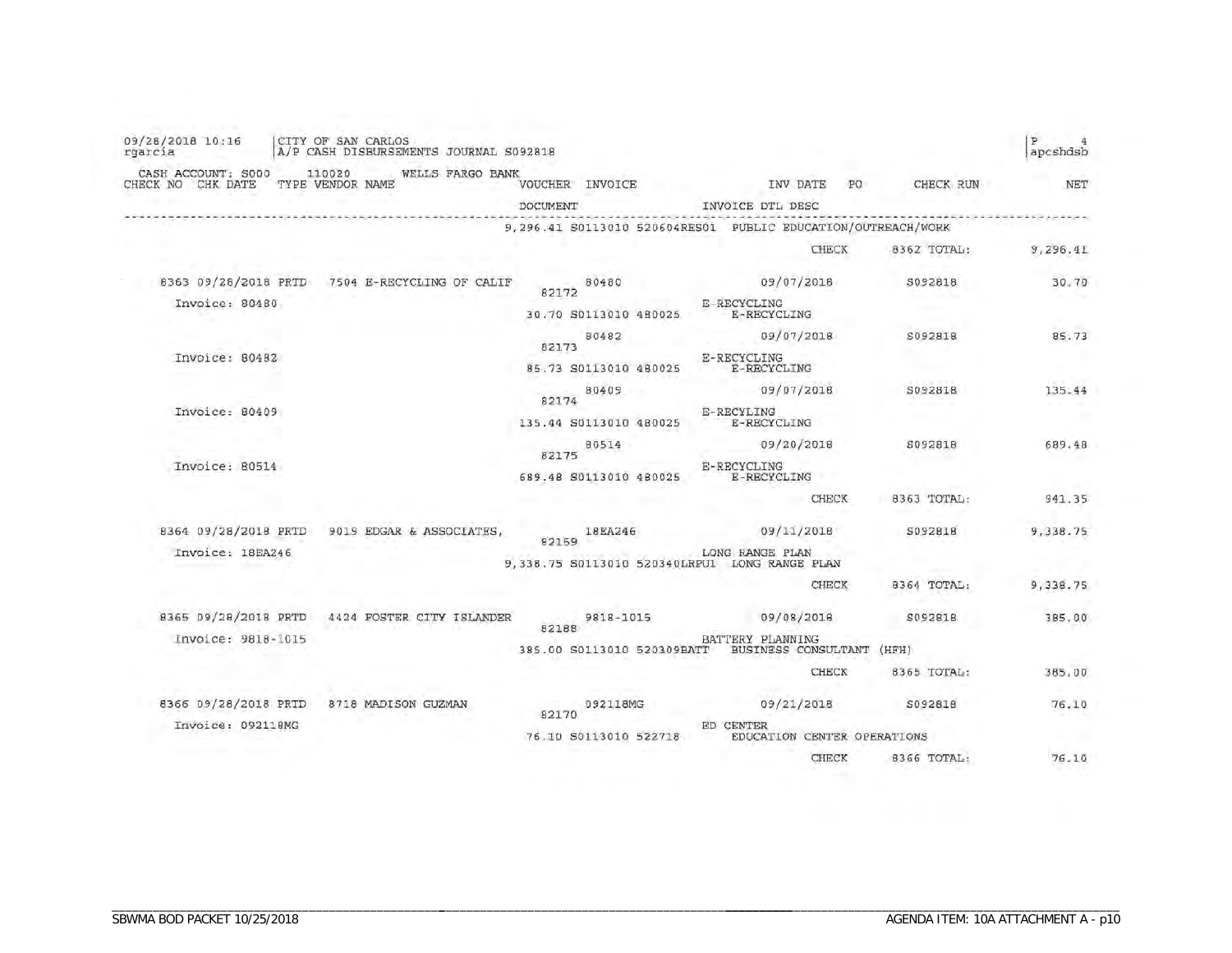09/28/2018 10:16 | CITY OF SAN CARLOS | P 4
rgarcia | A/P CASH DISBURSEMENTS JOURNAL S092818 | apcshdsb

CASH ACCOUNT: S000 110020 WELLS FARGO BANK

| CHECK NO | CHK DATE | TYPE | VENDOR NAME | VOUCHER | INVOICE | INV DATE | PO | CHECK RUN | NET |
|---|---|---|---|---|---|---|---|---|---|
| | | | | DOCUMENT | | INVOICE DTL DESC | | | |
| | | | | 9,296.41 S0113010 520604RES01 | | PUBLIC EDUCATION/OUTREACH/WORK | | | |
| | | | | | | CHECK | | 8362 TOTAL: | 9,296.41 |
| 8363 | 09/28/2018 | PRTD | 7504 E-RECYCLING OF CALIF | 82172 | 80480 | 09/07/2018 | | S092818 | 30.70 |
| Invoice: 80480 | | | | 30.70 S0113010 480025 | | E-RECYCLING E-RECYCLING | | | |
| | | | | 82173 | 80482 | 09/07/2018 | | S092818 | 85.73 |
| Invoice: 80482 | | | | 85.73 S0113010 480025 | | E-RECYCLING E-RECYCLING | | | |
| | | | | 82174 | 80409 | 09/07/2018 | | S092818 | 135.44 |
| Invoice: 80409 | | | | 135.44 S0113010 480025 | | E-RECYLING E-RECYCLING | | | |
| | | | | 82175 | 80514 | 09/20/2018 | | S092818 | 689.48 |
| Invoice: 80514 | | | | 689.48 S0113010 480025 | | E-RECYCLING E-RECYCLING | | | |
| | | | | | | CHECK | | 8363 TOTAL: | 941.35 |
| 8364 | 09/28/2018 | PRTD | 9019 EDGAR & ASSOCIATES, | 82159 | 18EA246 | 09/11/2018 | | S092818 | 9,338.75 |
| Invoice: 18EA246 | | | | 9,338.75 S0113010 520340LRPU1 | | LONG RANGE PLAN LONG RANGE PLAN | | | |
| | | | | | | CHECK | | 8364 TOTAL: | 9,338.75 |
| 8365 | 09/28/2018 | PRTD | 4424 FOSTER CITY ISLANDER | 82188 | 9818-1015 | 09/08/2018 | | S092818 | 385.00 |
| Invoice: 9818-1015 | | | | 385.00 S0113010 520309BATT | | BATTERY PLANNING BUSINESS CONSULTANT (HFH) | | | |
| | | | | | | CHECK | | 8365 TOTAL: | 385.00 |
| 8366 | 09/28/2018 | PRTD | 8718 MADISON GUZMAN | 82170 | 092118MG | 09/21/2018 | | S092818 | 76.10 |
| Invoice: 092118MG | | | | 76.10 S0113010 522718 | | ED CENTER EDUCATION CENTER OPERATIONS | | | |
| | | | | | | CHECK | | 8366 TOTAL: | 76.10 |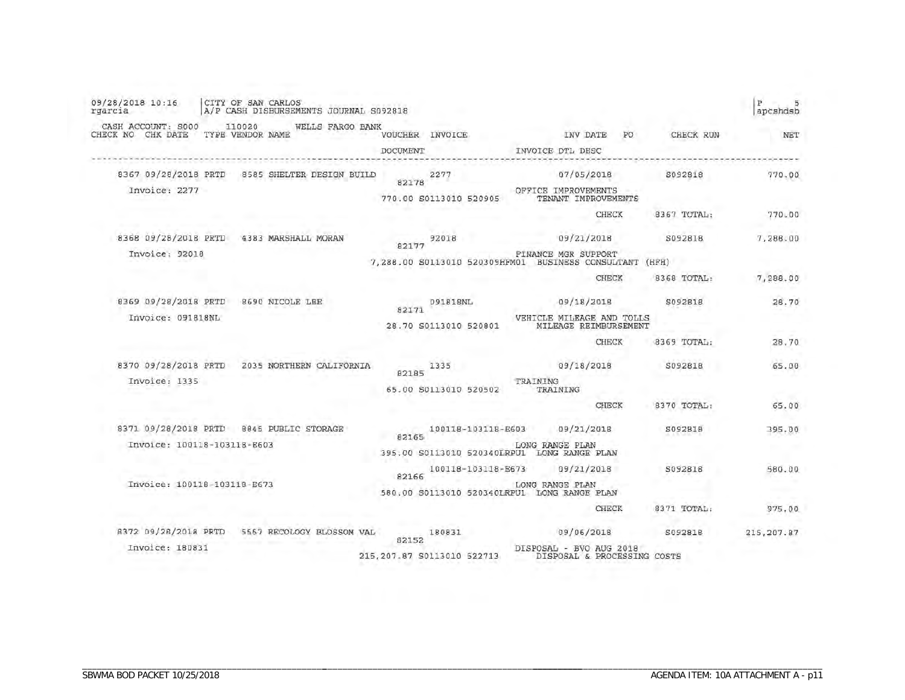09/28/2018 10:16 | CITY OF SAN CARLOS
rgarcia | A/P CASH DISBURSEMENTS JOURNAL S092818

P 5
apcshdsb

CASH ACCOUNT: 8000 110020 WELLS FARGO BANK

| CHECK NO | CHK DATE | TYPE | VENDOR NAME | VOUCHER | INVOICE | INV DATE | PO | CHECK RUN | NET |
|---|---|---|---|---|---|---|---|---|---|
| | | | | DOCUMENT | | INVOICE DTL DESC | | | |
| 8367 | 09/28/2018 | PRTD | 8585 SHELTER DESIGN BUILD | 82178 | 2277 | 07/05/2018 | | S092818 | 770.00 |
| Invoice: 2277 | | | | 770.00 S0113010 520905 | | OFFICE IMPROVEMENTS TENANT IMPROVEMENTS | | | |
| | | | | | | CHECK | | 8367 TOTAL: | 770.00 |
| 8368 | 09/28/2018 | PRTD | 4383 MARSHALL MORAN | 82177 | 92018 | 09/21/2018 | | S092818 | 7,288.00 |
| Invoice: 92018 | | | | 7,288.00 S0113010 520309HFM01 | | FINANCE MGR SUPPORT BUSINESS CONSULTANT (HFH) | | | |
| | | | | | | CHECK | | 8368 TOTAL: | 7,288.00 |
| 8369 | 09/28/2018 | PRTD | 8690 NICOLE LEE | 82171 | 091818NL | 09/18/2018 | | S092818 | 28.70 |
| Invoice: 091818NL | | | | 28.70 S0113010 520801 | | VEHICLE MILEAGE AND TOLLS MILEAGE REIMBURSEMENT | | | |
| | | | | | | CHECK | | 8369 TOTAL: | 28.70 |
| 8370 | 09/28/2018 | PRTD | 2035 NORTHERN CALIFORNIA | 82185 | 1335 | 09/18/2018 | | S092818 | 65.00 |
| Invoice: 1335 | | | | 65.00 S0113010 520502 | | TRAINING TRAINING | | | |
| | | | | | | CHECK | | 8370 TOTAL: | 65.00 |
| 8371 | 09/28/2018 | PRTD | 8845 PUBLIC STORAGE | 82165 | 100118-103118-E603 | 09/21/2018 | | S092818 | 395.00 |
| Invoice: 100118-103118-E603 | | | | 395.00 S0113010 520340LRPU1 | | LONG RANGE PLAN LONG RANGE PLAN | | | |
| | | | | 82166 | 100118-103118-E673 | 09/21/2018 | | S092818 | 580.00 |
| Invoice: 100118-103118-E673 | | | | 580.00 S0113010 520340LRPU1 | | LONG RANGE PLAN LONG RANGE PLAN | | | |
| | | | | | | CHECK | | 8371 TOTAL: | 975.00 |
| 8372 | 09/28/2018 | PRTD | 5567 RECOLOGY BLOSSOM VAL | 82152 | 180831 | 09/06/2018 | | S092818 | 215,207.87 |
| Invoice: 180831 | | | | 215,207.87 S0113010 522713 | | DISPOSAL - BVO AUG 2018 DISPOSAL & PROCESSING COSTS | | | |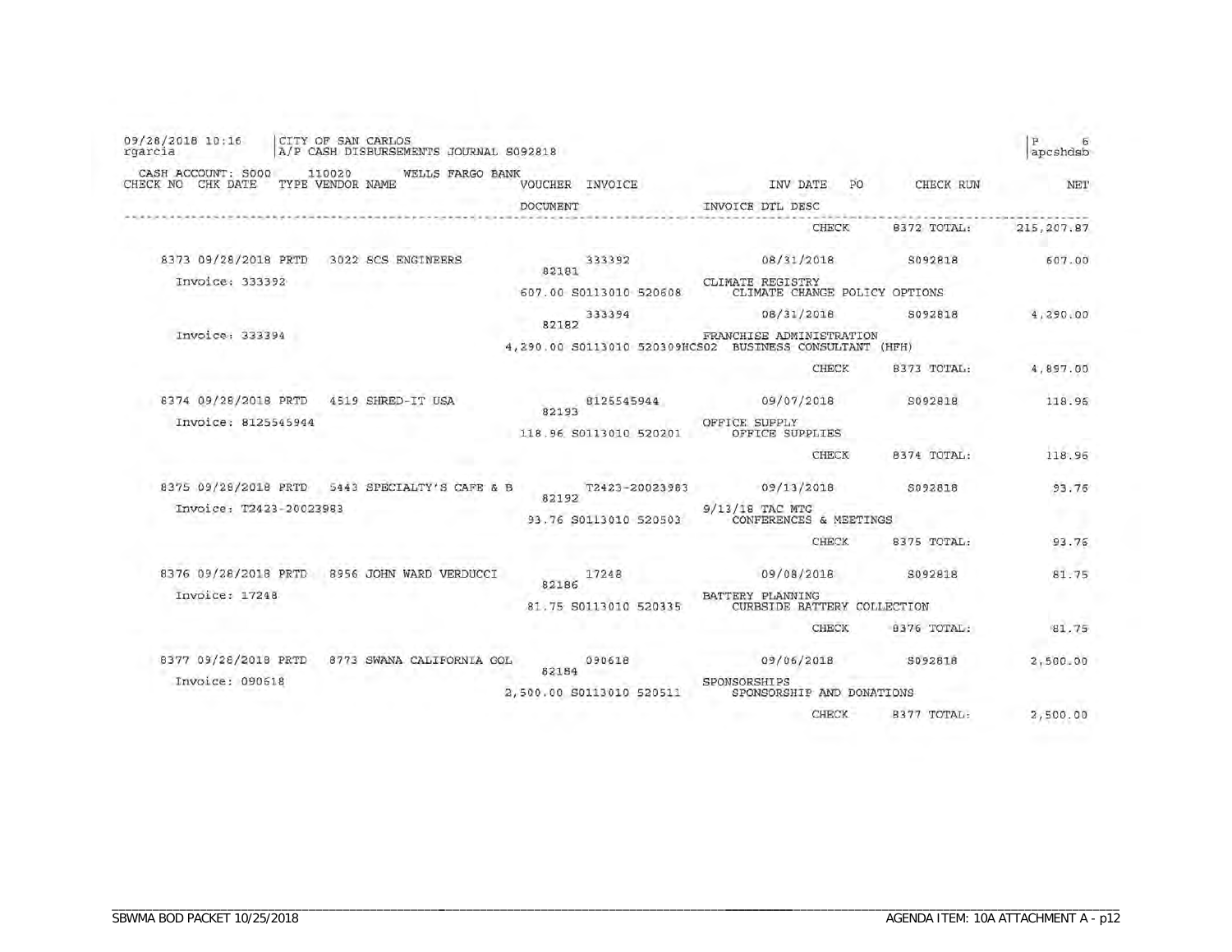09/28/2018 10:16 rgarcia | CITY OF SAN CARLOS
A/P CASH DISBURSEMENTS JOURNAL S092818 | P 6
apcshdsb

CASH ACCOUNT: S000 110020 WELLS FARGO BANK

| CHECK NO | CHK DATE | TYPE | VENDOR NAME | VOUCHER / DOCUMENT | INVOICE | INV DATE / INVOICE DTL DESC | PO | CHECK RUN | NET |
|---|---|---|---|---|---|---|---|---|---|
| | | | | | | CHECK | | 8372 TOTAL: | 215,207.87 |
| 8373 | 09/28/2018 | PRTD | 3022 SCS ENGINEERS | 82181 | 333392 | 08/31/2018 | | S092818 | 607.00 |
| Invoice: 333392 | | | | 607.00 S0113010 520608 | | CLIMATE REGISTRY<br>CLIMATE CHANGE POLICY OPTIONS | | | |
| | | | | 82182 | 333394 | 08/31/2018 | | S092818 | 4,290.00 |
| Invoice: 333394 | | | | 4,290.00 S0113010 520309HCS02 | | FRANCHISE ADMINISTRATION<br>BUSINESS CONSULTANT (HFH) | | | |
| | | | | | | CHECK | | 8373 TOTAL: | 4,897.00 |
| 8374 | 09/28/2018 | PRTD | 4519 SHRED-IT USA | 82193 | 8125545944 | 09/07/2018 | | S092818 | 118.96 |
| Invoice: 8125545944 | | | | 118.96 S0113010 520201 | | OFFICE SUPPLY<br>OFFICE SUPPLIES | | | |
| | | | | | | CHECK | | 8374 TOTAL: | 118.96 |
| 8375 | 09/28/2018 | PRTD | 5443 SPECIALTY'S CAFE & B | 82192 | T2423-20023983 | 09/13/2018 | | S092818 | 93.76 |
| Invoice: T2423-20023983 | | | | 93.76 S0113010 520503 | | 9/13/18 TAC MTG<br>CONFERENCES & MEETINGS | | | |
| | | | | | | CHECK | | 8375 TOTAL: | 93.76 |
| 8376 | 09/28/2018 | PRTD | 8956 JOHN WARD VERDUCCI | 82186 | 17248 | 09/08/2018 | | S092818 | 81.75 |
| Invoice: 17248 | | | | 81.75 S0113010 520335 | | BATTERY PLANNING<br>CURBSIDE BATTERY COLLECTION | | | |
| | | | | | | CHECK | | 8376 TOTAL: | 81.75 |
| 8377 | 09/28/2018 | PRTD | 8773 SWANA CALIFORNIA GOL | 82184 | 090618 | 09/06/2018 | | S092818 | 2,500.00 |
| Invoice: 090618 | | | | 2,500.00 S0113010 520511 | | SPONSORSHIPS<br>SPONSORSHIP AND DONATIONS | | | |
| | | | | | | CHECK | | 8377 TOTAL: | 2,500.00 |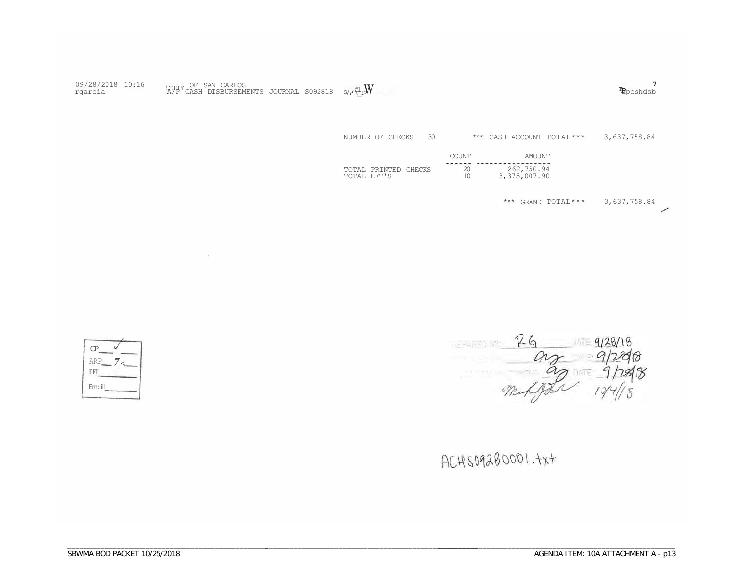09/28/2018 10:16
rgarcia

CITY OF SAN CARLOS
A/P CASH DISBURSEMENTS JOURNAL S092818

apcshdsb

NUMBER OF CHECKS 30 *** CASH ACCOUNT TOTAL*** 3,637,758.84

| | COUNT | AMOUNT |
|---|---|---|
| TOTAL PRINTED CHECKS | 20 | 262,750.94 |
| TOTAL EFT'S | 10 | 3,375,007.90 |

*** GRAND TOTAL*** 3,637,758.84

CP ✓
ARP 7
EFT
Email

PREPARED BY: RG DATE: 9/28/18
9/28/18
DATE: 9/28/18
10/4/18

ACHS0928OO01.txt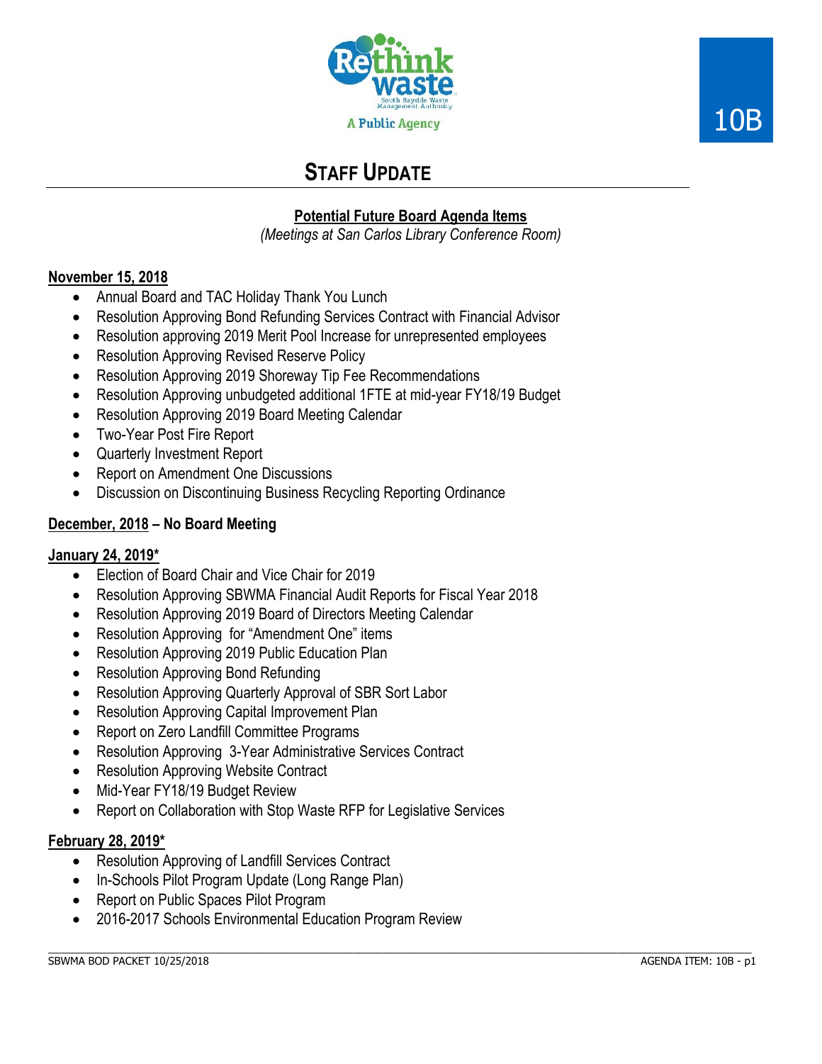10B

# STAFF UPDATE

**Potential Future Board Agenda Items**

*(Meetings at San Carlos Library Conference Room)*

**November 15, 2018**

- Annual Board and TAC Holiday Thank You Lunch
- Resolution Approving Bond Refunding Services Contract with Financial Advisor
- Resolution approving 2019 Merit Pool Increase for unrepresented employees
- Resolution Approving Revised Reserve Policy
- Resolution Approving 2019 Shoreway Tip Fee Recommendations
- Resolution Approving unbudgeted additional 1FTE at mid-year FY18/19 Budget
- Resolution Approving 2019 Board Meeting Calendar
- Two-Year Post Fire Report
- Quarterly Investment Report
- Report on Amendment One Discussions
- Discussion on Discontinuing Business Recycling Reporting Ordinance

**December, 2018 – No Board Meeting**

**January 24, 2019***

- Election of Board Chair and Vice Chair for 2019
- Resolution Approving SBWMA Financial Audit Reports for Fiscal Year 2018
- Resolution Approving 2019 Board of Directors Meeting Calendar
- Resolution Approving for "Amendment One" items
- Resolution Approving 2019 Public Education Plan
- Resolution Approving Bond Refunding
- Resolution Approving Quarterly Approval of SBR Sort Labor
- Resolution Approving Capital Improvement Plan
- Report on Zero Landfill Committee Programs
- Resolution Approving 3-Year Administrative Services Contract
- Resolution Approving Website Contract
- Mid-Year FY18/19 Budget Review
- Report on Collaboration with Stop Waste RFP for Legislative Services

**February 28, 2019***

- Resolution Approving of Landfill Services Contract
- In-Schools Pilot Program Update (Long Range Plan)
- Report on Public Spaces Pilot Program
- 2016-2017 Schools Environmental Education Program Review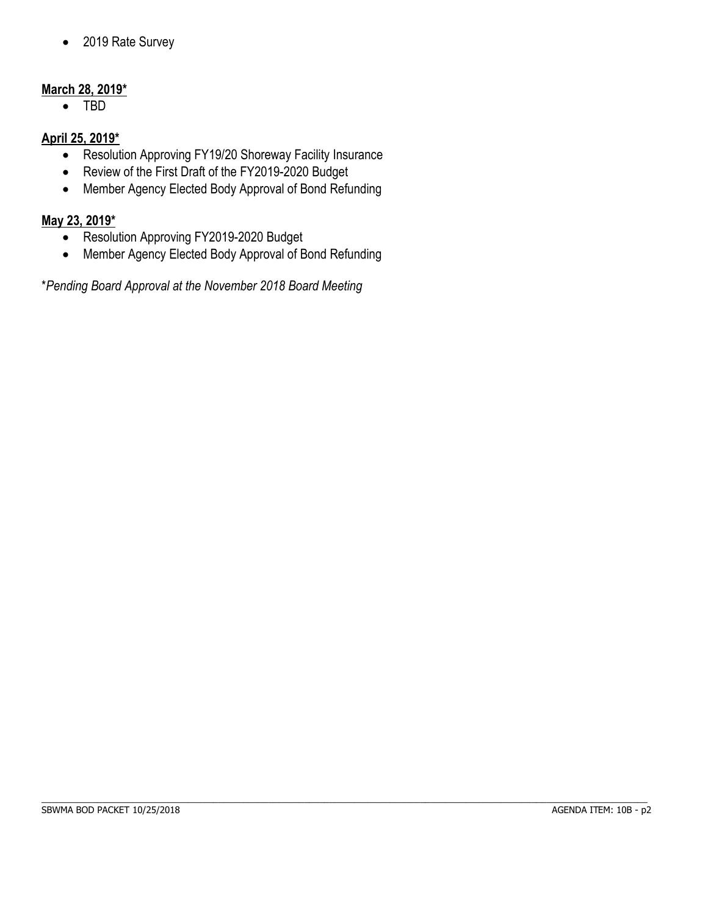- 2019 Rate Survey

**March 28, 2019***
- TBD

**April 25, 2019***
- Resolution Approving FY19/20 Shoreway Facility Insurance
- Review of the First Draft of the FY2019-2020 Budget
- Member Agency Elected Body Approval of Bond Refunding

**May 23, 2019***
- Resolution Approving FY2019-2020 Budget
- Member Agency Elected Body Approval of Bond Refunding

**Pending Board Approval at the November 2018 Board Meeting*